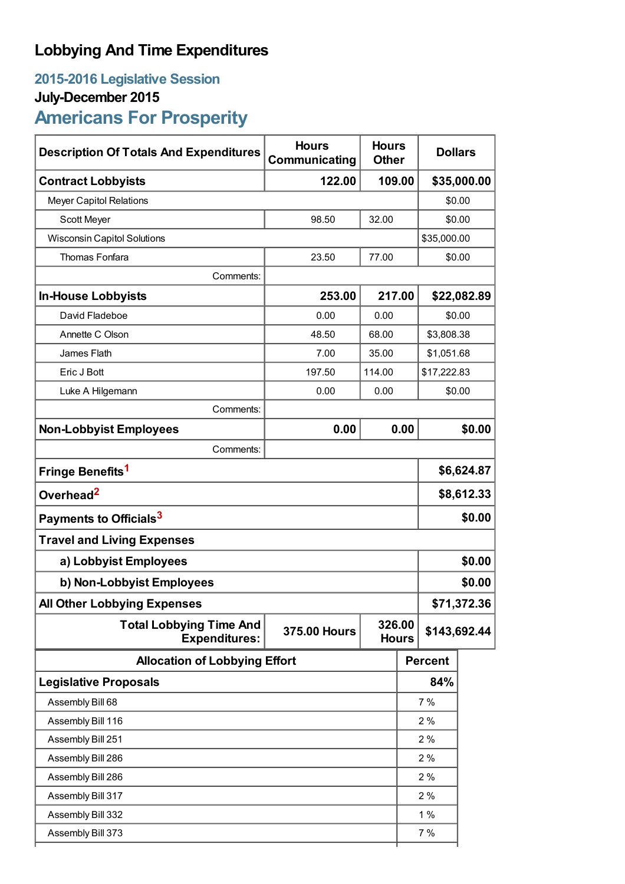# Lobbying And Time Expenditures

## 2015-2016 Legislative Session

### July-December 2015

## Americans For Prosperity

| Description Of Totals And Expenditures | Hours Communicating | Hours Other | Dollars |
|---|---|---|---|
| **Contract Lobbyists** | **122.00** | **109.00** | **$35,000.00** |
| Meyer Capitol Relations | | | $0.00 |
| Scott Meyer | 98.50 | 32.00 | $0.00 |
| Wisconsin Capitol Solutions | | | $35,000.00 |
| Thomas Fonfara | 23.50 | 77.00 | $0.00 |
| Comments: | | | |
| **In-House Lobbyists** | **253.00** | **217.00** | **$22,082.89** |
| David Fladeboe | 0.00 | 0.00 | $0.00 |
| Annette C Olson | 48.50 | 68.00 | $3,808.38 |
| James Flath | 7.00 | 35.00 | $1,051.68 |
| Eric J Bott | 197.50 | 114.00 | $17,222.83 |
| Luke A Hilgemann | 0.00 | 0.00 | $0.00 |
| Comments: | | | |
| **Non-Lobbyist Employees** | **0.00** | **0.00** | **$0.00** |
| Comments: | | | |
| **Fringe Benefits**[1] | | | **$6,624.87** |
| **Overhead**[2] | | | **$8,612.33** |
| **Payments to Officials**[3] | | | **$0.00** |
| **Travel and Living Expenses** | | | |
| **a) Lobbyist Employees** | | | **$0.00** |
| **b) Non-Lobbyist Employees** | | | **$0.00** |
| **All Other Lobbying Expenses** | | | **$71,372.36** |
| **Total Lobbying Time And Expenditures:** | **375.00 Hours** | **326.00 Hours** | **$143,692.44** |

| Allocation of Lobbying Effort | Percent |
|---|---|
| **Legislative Proposals** | **84%** |
| Assembly Bill 68 | 7 % |
| Assembly Bill 116 | 2 % |
| Assembly Bill 251 | 2 % |
| Assembly Bill 286 | 2 % |
| Assembly Bill 286 | 2 % |
| Assembly Bill 317 | 2 % |
| Assembly Bill 332 | 1 % |
| Assembly Bill 373 | 7 % |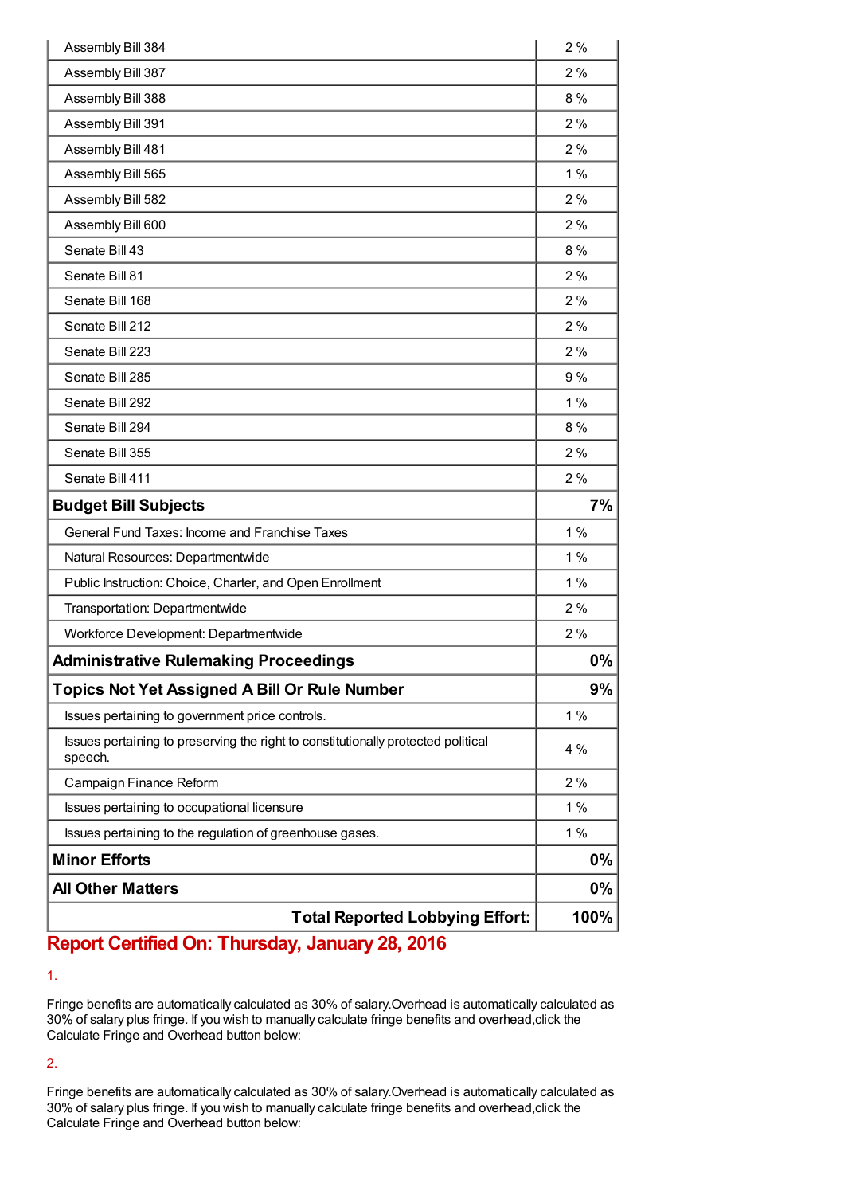| | |
|---|---|
| Assembly Bill 384 | 2 % |
| Assembly Bill 387 | 2 % |
| Assembly Bill 388 | 8 % |
| Assembly Bill 391 | 2 % |
| Assembly Bill 481 | 2 % |
| Assembly Bill 565 | 1 % |
| Assembly Bill 582 | 2 % |
| Assembly Bill 600 | 2 % |
| Senate Bill 43 | 8 % |
| Senate Bill 81 | 2 % |
| Senate Bill 168 | 2 % |
| Senate Bill 212 | 2 % |
| Senate Bill 223 | 2 % |
| Senate Bill 285 | 9 % |
| Senate Bill 292 | 1 % |
| Senate Bill 294 | 8 % |
| Senate Bill 355 | 2 % |
| Senate Bill 411 | 2 % |
| **Budget Bill Subjects** | **7%** |
| General Fund Taxes: Income and Franchise Taxes | 1 % |
| Natural Resources: Departmentwide | 1 % |
| Public Instruction: Choice, Charter, and Open Enrollment | 1 % |
| Transportation: Departmentwide | 2 % |
| Workforce Development: Departmentwide | 2 % |
| **Administrative Rulemaking Proceedings** | **0%** |
| **Topics Not Yet Assigned A Bill Or Rule Number** | **9%** |
| Issues pertaining to government price controls. | 1 % |
| Issues pertaining to preserving the right to constitutionally protected political speech. | 4 % |
| Campaign Finance Reform | 2 % |
| Issues pertaining to occupational licensure | 1 % |
| Issues pertaining to the regulation of greenhouse gases. | 1 % |
| **Minor Efforts** | **0%** |
| **All Other Matters** | **0%** |
| **Total Reported Lobbying Effort:** | **100%** |

## Report Certified On: Thursday, January 28, 2016

1.

Fringe benefits are automatically calculated as 30% of salary.Overhead is automatically calculated as 30% of salary plus fringe. If you wish to manually calculate fringe benefits and overhead,click the Calculate Fringe and Overhead button below:

2.

Fringe benefits are automatically calculated as 30% of salary.Overhead is automatically calculated as 30% of salary plus fringe. If you wish to manually calculate fringe benefits and overhead,click the Calculate Fringe and Overhead button below: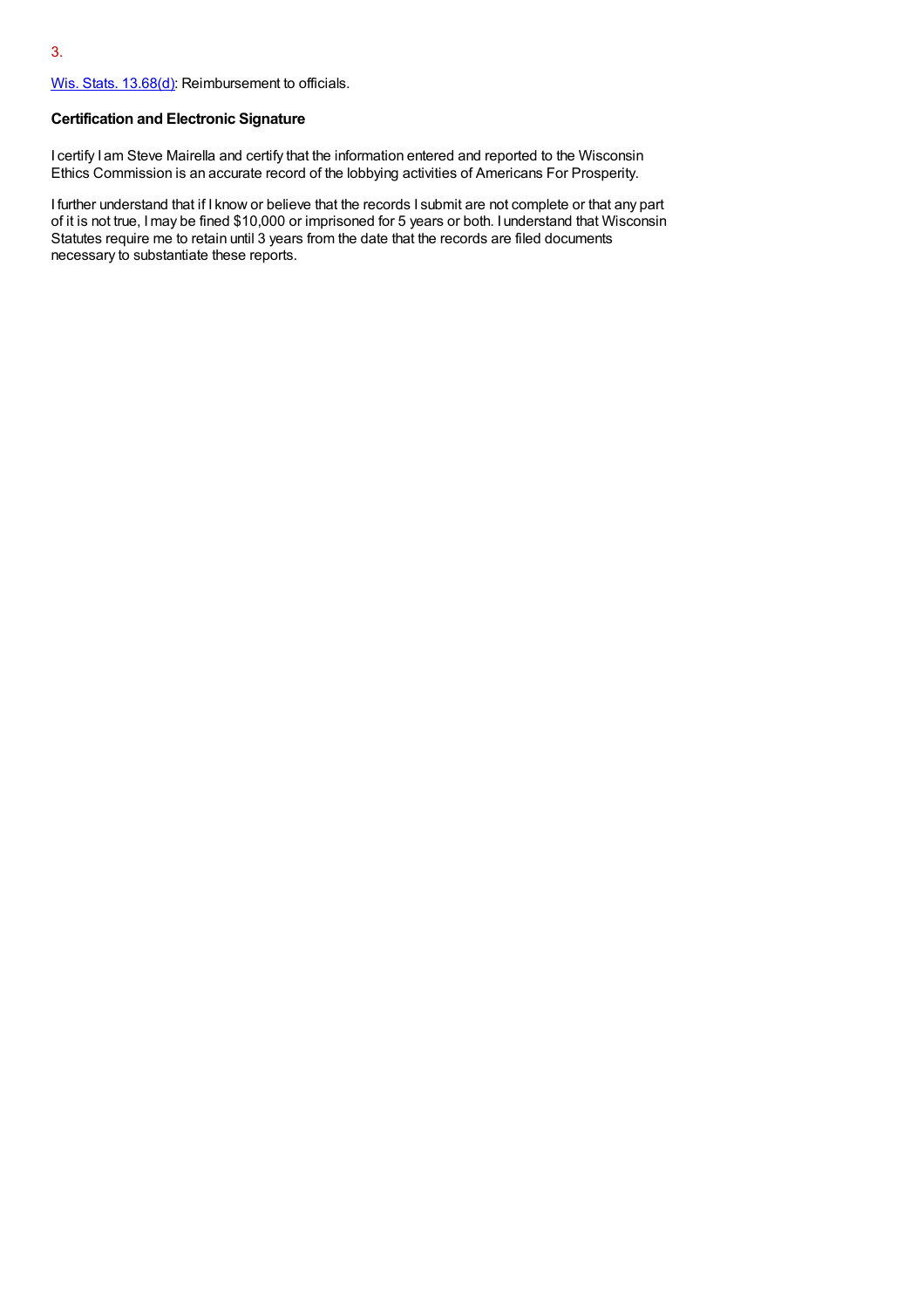3.

Wis. Stats. 13.68(d): Reimbursement to officials.

### Certification and Electronic Signature

I certify I am Steve Mairella and certify that the information entered and reported to the Wisconsin Ethics Commission is an accurate record of the lobbying activities of Americans For Prosperity.

I further understand that if I know or believe that the records I submit are not complete or that any part of it is not true, I may be fined $10,000 or imprisoned for 5 years or both. I understand that Wisconsin Statutes require me to retain until 3 years from the date that the records are filed documents necessary to substantiate these reports.